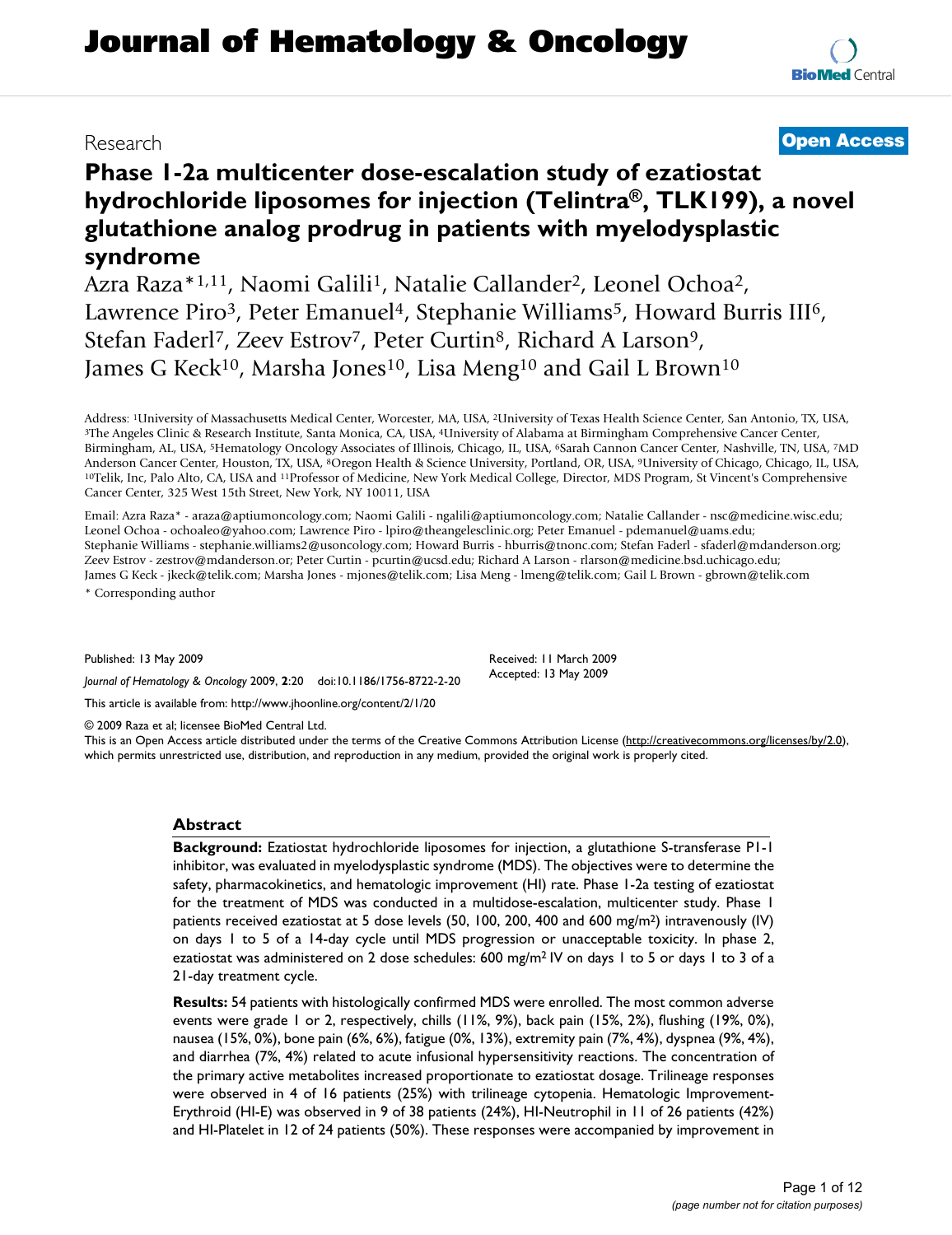# Journal of Hematology & Oncology

Research

**Open Access**

# Phase 1-2a multicenter dose-escalation study of ezatiostat hydrochloride liposomes for injection (Telintra®, TLK199), a novel glutathione analog prodrug in patients with myelodysplastic syndrome

Azra Raza*[1,11], Naomi Galili[1], Natalie Callander[2], Leonel Ochoa[2], Lawrence Piro[3], Peter Emanuel[4], Stephanie Williams[5], Howard Burris III[6], Stefan Faderl[7], Zeev Estrov[7], Peter Curtin[8], Richard A Larson[9], James G Keck[10], Marsha Jones[10], Lisa Meng[10] and Gail L Brown[10]

Address: [1]University of Massachusetts Medical Center, Worcester, MA, USA, [2]University of Texas Health Science Center, San Antonio, TX, USA, [3]The Angeles Clinic & Research Institute, Santa Monica, CA, USA, [4]University of Alabama at Birmingham Comprehensive Cancer Center, Birmingham, AL, USA, [5]Hematology Oncology Associates of Illinois, Chicago, IL, USA, [6]Sarah Cannon Cancer Center, Nashville, TN, USA, [7]MD Anderson Cancer Center, Houston, TX, USA, [8]Oregon Health & Science University, Portland, OR, USA, [9]University of Chicago, Chicago, IL, USA, [10]Telik, Inc, Palo Alto, CA, USA and [11]Professor of Medicine, New York Medical College, Director, MDS Program, St Vincent's Comprehensive Cancer Center, 325 West 15th Street, New York, NY 10011, USA

Email: Azra Raza* - araza@aptiumoncology.com; Naomi Galili - ngalili@aptiumoncology.com; Natalie Callander - nsc@medicine.wisc.edu; Leonel Ochoa - ochoaleo@yahoo.com; Lawrence Piro - lpiro@theangelesclinic.org; Peter Emanuel - pdemanuel@uams.edu; Stephanie Williams - stephanie.williams2@usoncology.com; Howard Burris - hburris@tnonc.com; Stefan Faderl - sfaderl@mdanderson.org; Zeev Estrov - zestrov@mdanderson.or; Peter Curtin - pcurtin@ucsd.edu; Richard A Larson - rlarson@medicine.bsd.uchicago.edu; James G Keck - jkeck@telik.com; Marsha Jones - mjones@telik.com; Lisa Meng - lmeng@telik.com; Gail L Brown - gbrown@telik.com

\* Corresponding author

Published: 13 May 2009

*Journal of Hematology & Oncology* 2009, **2**:20 doi:10.1186/1756-8722-2-20

Received: 11 March 2009
Accepted: 13 May 2009

This article is available from: http://www.jhoonline.org/content/2/1/20

© 2009 Raza et al; licensee BioMed Central Ltd.
This is an Open Access article distributed under the terms of the Creative Commons Attribution License (http://creativecommons.org/licenses/by/2.0), which permits unrestricted use, distribution, and reproduction in any medium, provided the original work is properly cited.

## Abstract

**Background:** Ezatiostat hydrochloride liposomes for injection, a glutathione S-transferase P1-1 inhibitor, was evaluated in myelodysplastic syndrome (MDS). The objectives were to determine the safety, pharmacokinetics, and hematologic improvement (HI) rate. Phase 1-2a testing of ezatiostat for the treatment of MDS was conducted in a multidose-escalation, multicenter study. Phase 1 patients received ezatiostat at 5 dose levels (50, 100, 200, 400 and 600 mg/m$^2$) intravenously (IV) on days 1 to 5 of a 14-day cycle until MDS progression or unacceptable toxicity. In phase 2, ezatiostat was administered on 2 dose schedules: 600 mg/m$^2$ IV on days 1 to 5 or days 1 to 3 of a 21-day treatment cycle.

**Results:** 54 patients with histologically confirmed MDS were enrolled. The most common adverse events were grade 1 or 2, respectively, chills (11%, 9%), back pain (15%, 2%), flushing (19%, 0%), nausea (15%, 0%), bone pain (6%, 6%), fatigue (0%, 13%), extremity pain (7%, 4%), dyspnea (9%, 4%), and diarrhea (7%, 4%) related to acute infusional hypersensitivity reactions. The concentration of the primary active metabolites increased proportionate to ezatiostat dosage. Trilineage responses were observed in 4 of 16 patients (25%) with trilineage cytopenia. Hematologic Improvement-Erythroid (HI-E) was observed in 9 of 38 patients (24%), HI-Neutrophil in 11 of 26 patients (42%) and HI-Platelet in 12 of 24 patients (50%). These responses were accompanied by improvement in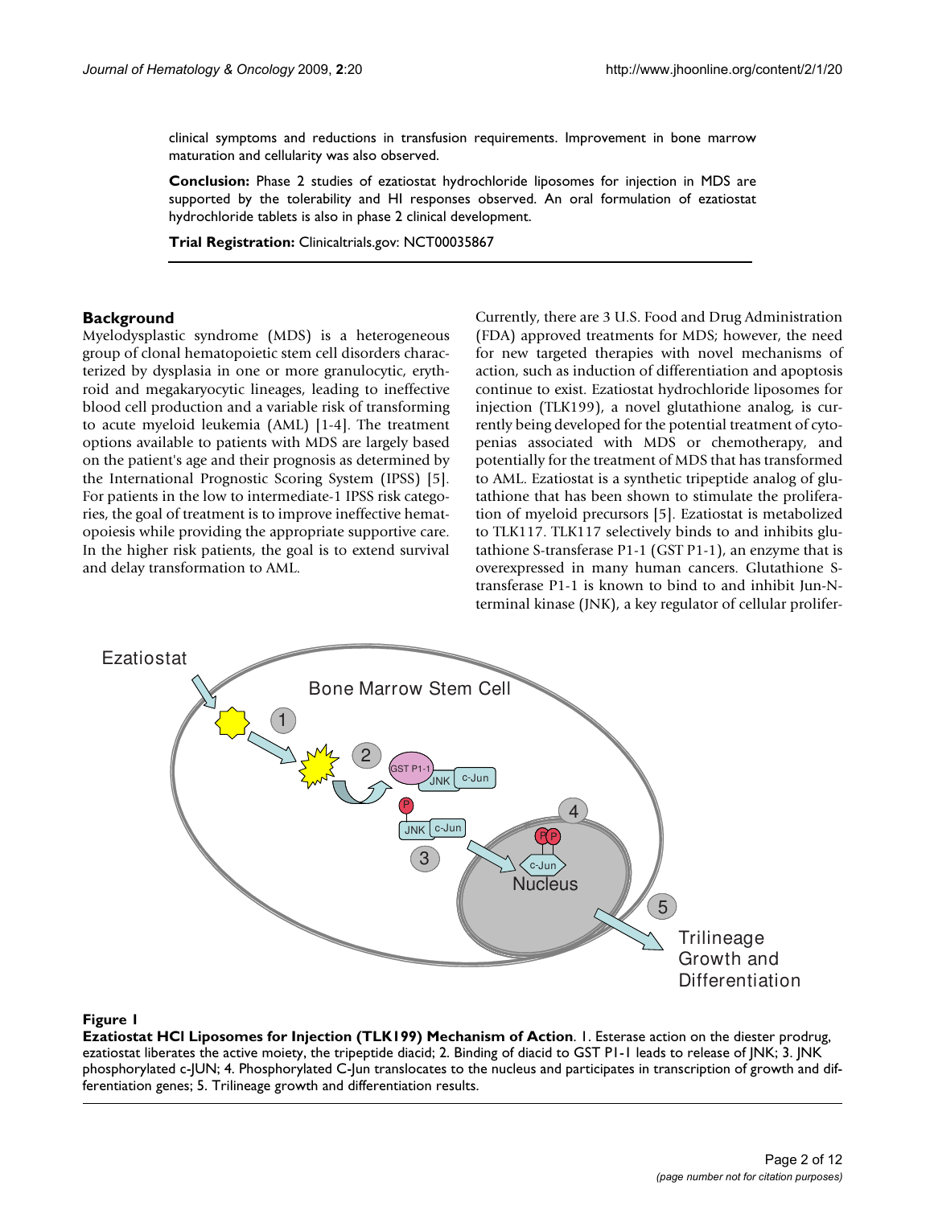clinical symptoms and reductions in transfusion requirements. Improvement in bone marrow maturation and cellularity was also observed.

**Conclusion:** Phase 2 studies of ezatiostat hydrochloride liposomes for injection in MDS are supported by the tolerability and HI responses observed. An oral formulation of ezatiostat hydrochloride tablets is also in phase 2 clinical development.

**Trial Registration:** Clinicaltrials.gov: NCT00035867

## Background

Myelodysplastic syndrome (MDS) is a heterogeneous group of clonal hematopoietic stem cell disorders characterized by dysplasia in one or more granulocytic, erythroid and megakaryocytic lineages, leading to ineffective blood cell production and a variable risk of transforming to acute myeloid leukemia (AML) [1-4]. The treatment options available to patients with MDS are largely based on the patient's age and their prognosis as determined by the International Prognostic Scoring System (IPSS) [5]. For patients in the low to intermediate-1 IPSS risk categories, the goal of treatment is to improve ineffective hematopoiesis while providing the appropriate supportive care. In the higher risk patients, the goal is to extend survival and delay transformation to AML.

Currently, there are 3 U.S. Food and Drug Administration (FDA) approved treatments for MDS; however, the need for new targeted therapies with novel mechanisms of action, such as induction of differentiation and apoptosis continue to exist. Ezatiostat hydrochloride liposomes for injection (TLK199), a novel glutathione analog, is currently being developed for the potential treatment of cytopenias associated with MDS or chemotherapy, and potentially for the treatment of MDS that has transformed to AML. Ezatiostat is a synthetic tripeptide analog of glutathione that has been shown to stimulate the proliferation of myeloid precursors [5]. Ezatiostat is metabolized to TLK117. TLK117 selectively binds to and inhibits glutathione S-transferase P1-1 (GST P1-1), an enzyme that is overexpressed in many human cancers. Glutathione S-transferase P1-1 is known to bind to and inhibit Jun-N-terminal kinase (JNK), a key regulator of cellular prolifer-

**Figure 1**

**Ezatiostat HCl Liposomes for Injection (TLK199) Mechanism of Action**. 1. Esterase action on the diester prodrug, ezatiostat liberates the active moiety, the tripeptide diacid; 2. Binding of diacid to GST P1-1 leads to release of JNK; 3. JNK phosphorylated c-JUN; 4. Phosphorylated C-Jun translocates to the nucleus and participates in transcription of growth and differentiation genes; 5. Trilineage growth and differentiation results.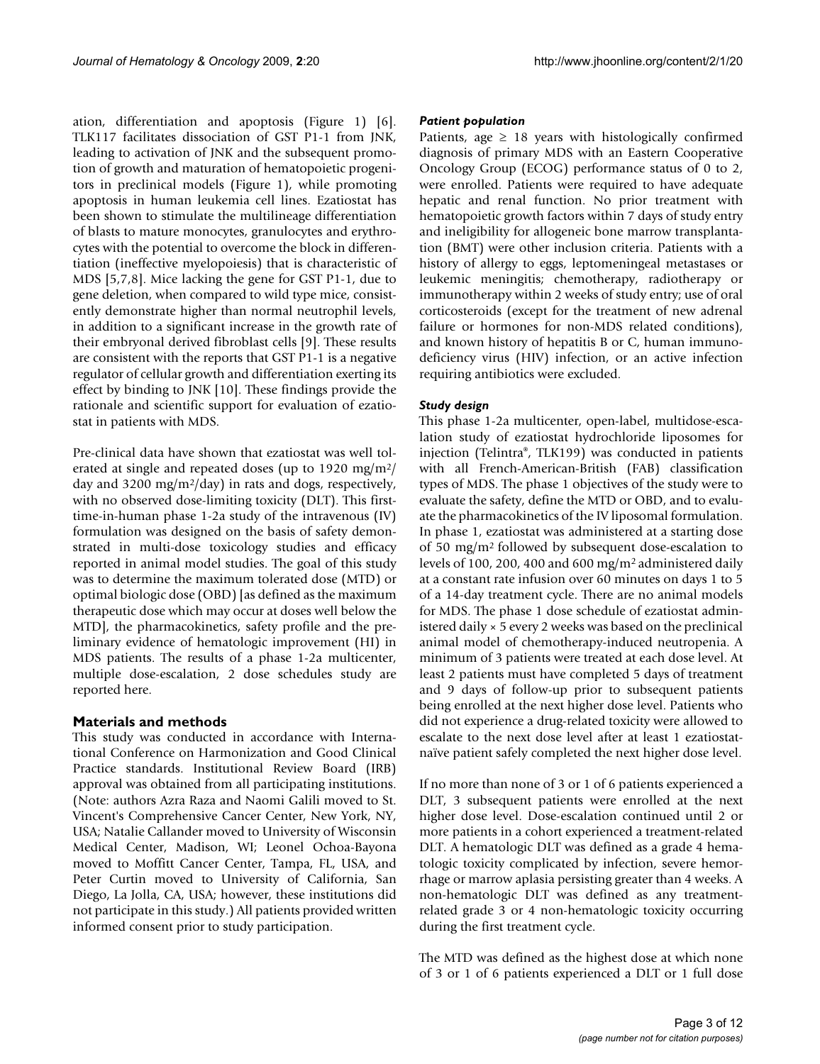ation, differentiation and apoptosis (Figure 1) [6]. TLK117 facilitates dissociation of GST P1-1 from JNK, leading to activation of JNK and the subsequent promotion of growth and maturation of hematopoietic progenitors in preclinical models (Figure 1), while promoting apoptosis in human leukemia cell lines. Ezatiostat has been shown to stimulate the multilineage differentiation of blasts to mature monocytes, granulocytes and erythrocytes with the potential to overcome the block in differentiation (ineffective myelopoiesis) that is characteristic of MDS [5,7,8]. Mice lacking the gene for GST P1-1, due to gene deletion, when compared to wild type mice, consistently demonstrate higher than normal neutrophil levels, in addition to a significant increase in the growth rate of their embryonal derived fibroblast cells [9]. These results are consistent with the reports that GST P1-1 is a negative regulator of cellular growth and differentiation exerting its effect by binding to JNK [10]. These findings provide the rationale and scientific support for evaluation of ezatiostat in patients with MDS.

Pre-clinical data have shown that ezatiostat was well tolerated at single and repeated doses (up to 1920 mg/m$^2$/day and 3200 mg/m$^2$/day) in rats and dogs, respectively, with no observed dose-limiting toxicity (DLT). This first-time-in-human phase 1-2a study of the intravenous (IV) formulation was designed on the basis of safety demonstrated in multi-dose toxicology studies and efficacy reported in animal model studies. The goal of this study was to determine the maximum tolerated dose (MTD) or optimal biologic dose (OBD) [as defined as the maximum therapeutic dose which may occur at doses well below the MTD], the pharmacokinetics, safety profile and the preliminary evidence of hematologic improvement (HI) in MDS patients. The results of a phase 1-2a multicenter, multiple dose-escalation, 2 dose schedules study are reported here.

## Materials and methods

This study was conducted in accordance with International Conference on Harmonization and Good Clinical Practice standards. Institutional Review Board (IRB) approval was obtained from all participating institutions. (Note: authors Azra Raza and Naomi Galili moved to St. Vincent's Comprehensive Cancer Center, New York, NY, USA; Natalie Callander moved to University of Wisconsin Medical Center, Madison, WI; Leonel Ochoa-Bayona moved to Moffitt Cancer Center, Tampa, FL, USA, and Peter Curtin moved to University of California, San Diego, La Jolla, CA, USA; however, these institutions did not participate in this study.) All patients provided written informed consent prior to study participation.

### *Patient population*

Patients, age ≥ 18 years with histologically confirmed diagnosis of primary MDS with an Eastern Cooperative Oncology Group (ECOG) performance status of 0 to 2, were enrolled. Patients were required to have adequate hepatic and renal function. No prior treatment with hematopoietic growth factors within 7 days of study entry and ineligibility for allogeneic bone marrow transplantation (BMT) were other inclusion criteria. Patients with a history of allergy to eggs, leptomeningeal metastases or leukemic meningitis; chemotherapy, radiotherapy or immunotherapy within 2 weeks of study entry; use of oral corticosteroids (except for the treatment of new adrenal failure or hormones for non-MDS related conditions), and known history of hepatitis B or C, human immunodeficiency virus (HIV) infection, or an active infection requiring antibiotics were excluded.

### *Study design*

This phase 1-2a multicenter, open-label, multidose-escalation study of ezatiostat hydrochloride liposomes for injection (Telintra®, TLK199) was conducted in patients with all French-American-British (FAB) classification types of MDS. The phase 1 objectives of the study were to evaluate the safety, define the MTD or OBD, and to evaluate the pharmacokinetics of the IV liposomal formulation. In phase 1, ezatiostat was administered at a starting dose of 50 mg/m$^2$ followed by subsequent dose-escalation to levels of 100, 200, 400 and 600 mg/m$^2$ administered daily at a constant rate infusion over 60 minutes on days 1 to 5 of a 14-day treatment cycle. There are no animal models for MDS. The phase 1 dose schedule of ezatiostat administered daily × 5 every 2 weeks was based on the preclinical animal model of chemotherapy-induced neutropenia. A minimum of 3 patients were treated at each dose level. At least 2 patients must have completed 5 days of treatment and 9 days of follow-up prior to subsequent patients being enrolled at the next higher dose level. Patients who did not experience a drug-related toxicity were allowed to escalate to the next dose level after at least 1 ezatiostat-naïve patient safely completed the next higher dose level.

If no more than none of 3 or 1 of 6 patients experienced a DLT, 3 subsequent patients were enrolled at the next higher dose level. Dose-escalation continued until 2 or more patients in a cohort experienced a treatment-related DLT. A hematologic DLT was defined as a grade 4 hematologic toxicity complicated by infection, severe hemorrhage or marrow aplasia persisting greater than 4 weeks. A non-hematologic DLT was defined as any treatment-related grade 3 or 4 non-hematologic toxicity occurring during the first treatment cycle.

The MTD was defined as the highest dose at which none of 3 or 1 of 6 patients experienced a DLT or 1 full dose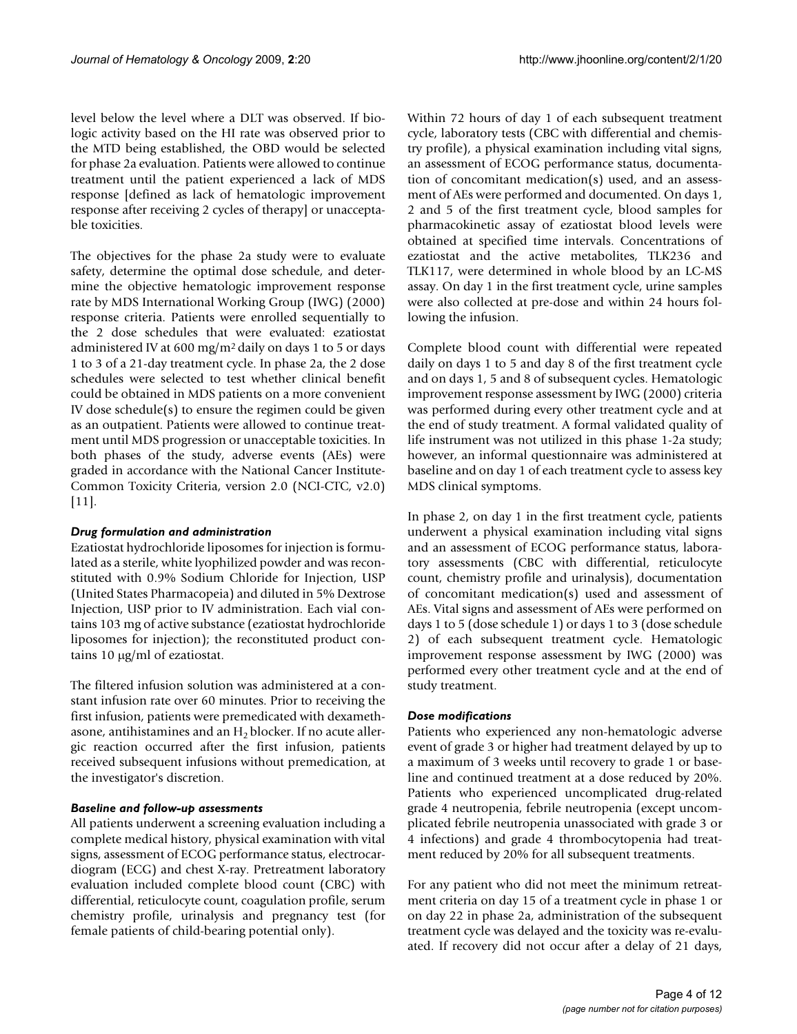level below the level where a DLT was observed. If biologic activity based on the HI rate was observed prior to the MTD being established, the OBD would be selected for phase 2a evaluation. Patients were allowed to continue treatment until the patient experienced a lack of MDS response [defined as lack of hematologic improvement response after receiving 2 cycles of therapy] or unacceptable toxicities.

The objectives for the phase 2a study were to evaluate safety, determine the optimal dose schedule, and determine the objective hematologic improvement response rate by MDS International Working Group (IWG) (2000) response criteria. Patients were enrolled sequentially to the 2 dose schedules that were evaluated: ezatiostat administered IV at 600 mg/m$^2$ daily on days 1 to 5 or days 1 to 3 of a 21-day treatment cycle. In phase 2a, the 2 dose schedules were selected to test whether clinical benefit could be obtained in MDS patients on a more convenient IV dose schedule(s) to ensure the regimen could be given as an outpatient. Patients were allowed to continue treatment until MDS progression or unacceptable toxicities. In both phases of the study, adverse events (AEs) were graded in accordance with the National Cancer Institute-Common Toxicity Criteria, version 2.0 (NCI-CTC, v2.0) [11].

### *Drug formulation and administration*

Ezatiostat hydrochloride liposomes for injection is formulated as a sterile, white lyophilized powder and was reconstituted with 0.9% Sodium Chloride for Injection, USP (United States Pharmacopeia) and diluted in 5% Dextrose Injection, USP prior to IV administration. Each vial contains 103 mg of active substance (ezatiostat hydrochloride liposomes for injection); the reconstituted product contains 10 μg/ml of ezatiostat.

The filtered infusion solution was administered at a constant infusion rate over 60 minutes. Prior to receiving the first infusion, patients were premedicated with dexamethasone, antihistamines and an $H_2$ blocker. If no acute allergic reaction occurred after the first infusion, patients received subsequent infusions without premedication, at the investigator's discretion.

### *Baseline and follow-up assessments*

All patients underwent a screening evaluation including a complete medical history, physical examination with vital signs, assessment of ECOG performance status, electrocardiogram (ECG) and chest X-ray. Pretreatment laboratory evaluation included complete blood count (CBC) with differential, reticulocyte count, coagulation profile, serum chemistry profile, urinalysis and pregnancy test (for female patients of child-bearing potential only).

Within 72 hours of day 1 of each subsequent treatment cycle, laboratory tests (CBC with differential and chemistry profile), a physical examination including vital signs, an assessment of ECOG performance status, documentation of concomitant medication(s) used, and an assessment of AEs were performed and documented. On days 1, 2 and 5 of the first treatment cycle, blood samples for pharmacokinetic assay of ezatiostat blood levels were obtained at specified time intervals. Concentrations of ezatiostat and the active metabolites, TLK236 and TLK117, were determined in whole blood by an LC-MS assay. On day 1 in the first treatment cycle, urine samples were also collected at pre-dose and within 24 hours following the infusion.

Complete blood count with differential were repeated daily on days 1 to 5 and day 8 of the first treatment cycle and on days 1, 5 and 8 of subsequent cycles. Hematologic improvement response assessment by IWG (2000) criteria was performed during every other treatment cycle and at the end of study treatment. A formal validated quality of life instrument was not utilized in this phase 1-2a study; however, an informal questionnaire was administered at baseline and on day 1 of each treatment cycle to assess key MDS clinical symptoms.

In phase 2, on day 1 in the first treatment cycle, patients underwent a physical examination including vital signs and an assessment of ECOG performance status, laboratory assessments (CBC with differential, reticulocyte count, chemistry profile and urinalysis), documentation of concomitant medication(s) used and assessment of AEs. Vital signs and assessment of AEs were performed on days 1 to 5 (dose schedule 1) or days 1 to 3 (dose schedule 2) of each subsequent treatment cycle. Hematologic improvement response assessment by IWG (2000) was performed every other treatment cycle and at the end of study treatment.

### *Dose modifications*

Patients who experienced any non-hematologic adverse event of grade 3 or higher had treatment delayed by up to a maximum of 3 weeks until recovery to grade 1 or baseline and continued treatment at a dose reduced by 20%. Patients who experienced uncomplicated drug-related grade 4 neutropenia, febrile neutropenia (except uncomplicated febrile neutropenia unassociated with grade 3 or 4 infections) and grade 4 thrombocytopenia had treatment reduced by 20% for all subsequent treatments.

For any patient who did not meet the minimum retreatment criteria on day 15 of a treatment cycle in phase 1 or on day 22 in phase 2a, administration of the subsequent treatment cycle was delayed and the toxicity was re-evaluated. If recovery did not occur after a delay of 21 days,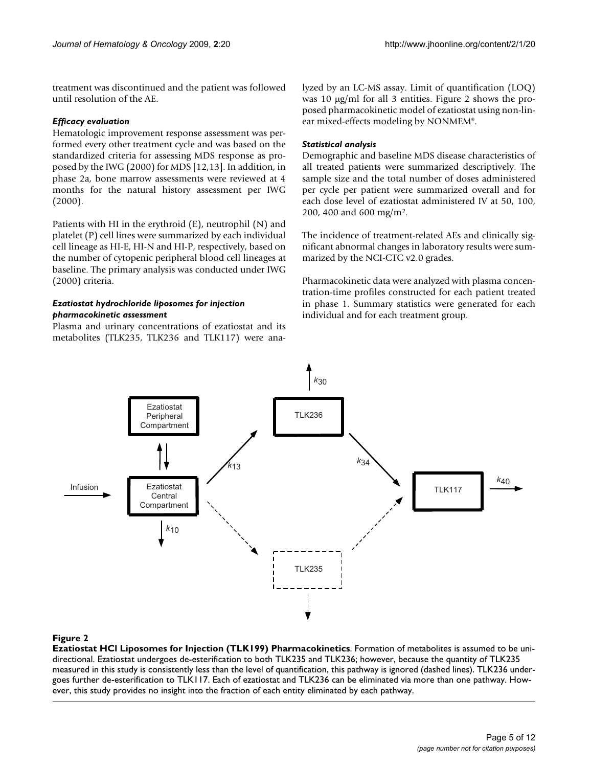treatment was discontinued and the patient was followed until resolution of the AE.

### *Efficacy evaluation*

Hematologic improvement response assessment was performed every other treatment cycle and was based on the standardized criteria for assessing MDS response as proposed by the IWG (2000) for MDS [12,13]. In addition, in phase 2a, bone marrow assessments were reviewed at 4 months for the natural history assessment per IWG (2000).

Patients with HI in the erythroid (E), neutrophil (N) and platelet (P) cell lines were summarized by each individual cell lineage as HI-E, HI-N and HI-P, respectively, based on the number of cytopenic peripheral blood cell lineages at baseline. The primary analysis was conducted under IWG (2000) criteria.

### *Ezatiostat hydrochloride liposomes for injection pharmacokinetic assessment*

Plasma and urinary concentrations of ezatiostat and its metabolites (TLK235, TLK236 and TLK117) were analyzed by an LC-MS assay. Limit of quantification (LOQ) was 10 μg/ml for all 3 entities. Figure 2 shows the proposed pharmacokinetic model of ezatiostat using non-linear mixed-effects modeling by NONMEM®.

### *Statistical analysis*

Demographic and baseline MDS disease characteristics of all treated patients were summarized descriptively. The sample size and the total number of doses administered per cycle per patient were summarized overall and for each dose level of ezatiostat administered IV at 50, 100, 200, 400 and 600 mg/m².

The incidence of treatment-related AEs and clinically significant abnormal changes in laboratory results were summarized by the NCI-CTC v2.0 grades.

Pharmacokinetic data were analyzed with plasma concentration-time profiles constructed for each patient treated in phase 1. Summary statistics were generated for each individual and for each treatment group.

**Figure 2**

**Ezatiostat HCl Liposomes for Injection (TLK199) Pharmacokinetics**. Formation of metabolites is assumed to be unidirectional. Ezatiostat undergoes de-esterification to both TLK235 and TLK236; however, because the quantity of TLK235 measured in this study is consistently less than the level of quantification, this pathway is ignored (dashed lines). TLK236 undergoes further de-esterification to TLK117. Each of ezatiostat and TLK236 can be eliminated via more than one pathway. However, this study provides no insight into the fraction of each entity eliminated by each pathway.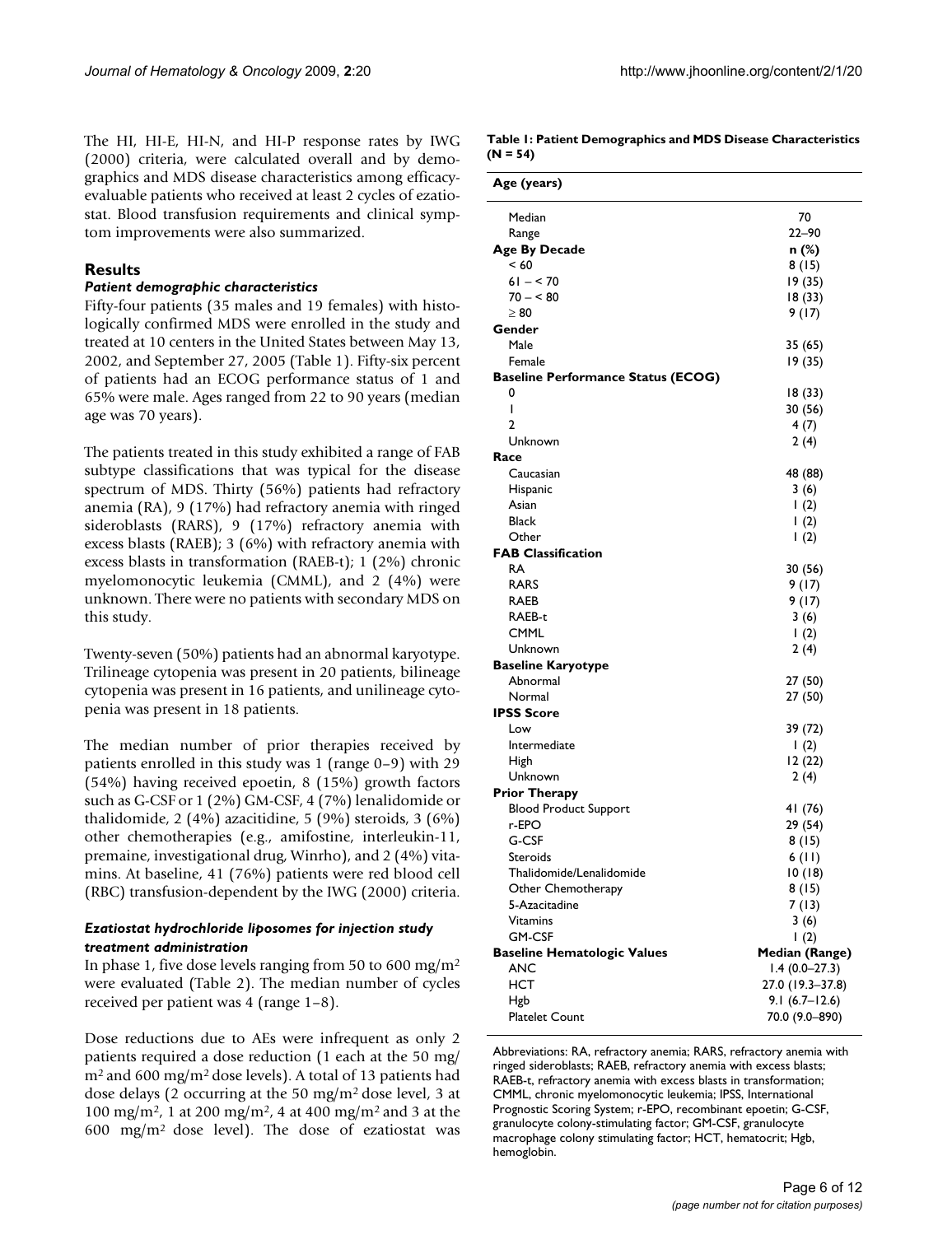The HI, HI-E, HI-N, and HI-P response rates by IWG (2000) criteria, were calculated overall and by demographics and MDS disease characteristics among efficacy-evaluable patients who received at least 2 cycles of ezatiostat. Blood transfusion requirements and clinical symptom improvements were also summarized.

## Results

### *Patient demographic characteristics*

Fifty-four patients (35 males and 19 females) with histologically confirmed MDS were enrolled in the study and treated at 10 centers in the United States between May 13, 2002, and September 27, 2005 (Table 1). Fifty-six percent of patients had an ECOG performance status of 1 and 65% were male. Ages ranged from 22 to 90 years (median age was 70 years).

The patients treated in this study exhibited a range of FAB subtype classifications that was typical for the disease spectrum of MDS. Thirty (56%) patients had refractory anemia (RA), 9 (17%) had refractory anemia with ringed sideroblasts (RARS), 9 (17%) refractory anemia with excess blasts (RAEB); 3 (6%) with refractory anemia with excess blasts in transformation (RAEB-t); 1 (2%) chronic myelomonocytic leukemia (CMML), and 2 (4%) were unknown. There were no patients with secondary MDS on this study.

Twenty-seven (50%) patients had an abnormal karyotype. Trilineage cytopenia was present in 20 patients, bilineage cytopenia was present in 16 patients, and unilineage cytopenia was present in 18 patients.

The median number of prior therapies received by patients enrolled in this study was 1 (range 0–9) with 29 (54%) having received epoetin, 8 (15%) growth factors such as G-CSF or 1 (2%) GM-CSF, 4 (7%) lenalidomide or thalidomide, 2 (4%) azacitidine, 5 (9%) steroids, 3 (6%) other chemotherapies (e.g., amifostine, interleukin-11, premaine, investigational drug, Winrho), and 2 (4%) vitamins. At baseline, 41 (76%) patients were red blood cell (RBC) transfusion-dependent by the IWG (2000) criteria.

### *Ezatiostat hydrochloride liposomes for injection study treatment administration*

In phase 1, five dose levels ranging from 50 to 600 mg/m$^2$ were evaluated (Table 2). The median number of cycles received per patient was 4 (range 1–8).

Dose reductions due to AEs were infrequent as only 2 patients required a dose reduction (1 each at the 50 mg/m$^2$ and 600 mg/m$^2$ dose levels). A total of 13 patients had dose delays (2 occurring at the 50 mg/m$^2$ dose level, 3 at 100 mg/m$^2$, 1 at 200 mg/m$^2$, 4 at 400 mg/m$^2$ and 3 at the 600 mg/m$^2$ dose level). The dose of ezatiostat was

**Table 1: Patient Demographics and MDS Disease Characteristics (N = 54)**

| **Age (years)** | |
|---|---|
| Median | 70 |
| Range | 22–90 |
| **Age By Decade** | **n (%)** |
| < 60 | 8 (15) |
| 61 – < 70 | 19 (35) |
| 70 – < 80 | 18 (33) |
| ≥ 80 | 9 (17) |
| **Gender** | |
| Male | 35 (65) |
| Female | 19 (35) |
| **Baseline Performance Status (ECOG)** | |
| 0 | 18 (33) |
| 1 | 30 (56) |
| 2 | 4 (7) |
| Unknown | 2 (4) |
| **Race** | |
| Caucasian | 48 (88) |
| Hispanic | 3 (6) |
| Asian | 1 (2) |
| Black | 1 (2) |
| Other | 1 (2) |
| **FAB Classification** | |
| RA | 30 (56) |
| RARS | 9 (17) |
| RAEB | 9 (17) |
| RAEB-t | 3 (6) |
| CMML | 1 (2) |
| Unknown | 2 (4) |
| **Baseline Karyotype** | |
| Abnormal | 27 (50) |
| Normal | 27 (50) |
| **IPSS Score** | |
| Low | 39 (72) |
| Intermediate | 1 (2) |
| High | 12 (22) |
| Unknown | 2 (4) |
| **Prior Therapy** | |
| Blood Product Support | 41 (76) |
| r-EPO | 29 (54) |
| G-CSF | 8 (15) |
| Steroids | 6 (11) |
| Thalidomide/Lenalidomide | 10 (18) |
| Other Chemotherapy | 8 (15) |
| 5-Azacitadine | 7 (13) |
| Vitamins | 3 (6) |
| GM-CSF | 1 (2) |
| **Baseline Hematologic Values** | **Median (Range)** |
| ANC | 1.4 (0.0–27.3) |
| HCT | 27.0 (19.3–37.8) |
| Hgb | 9.1 (6.7–12.6) |
| Platelet Count | 70.0 (9.0–890) |

Abbreviations: RA, refractory anemia; RARS, refractory anemia with ringed sideroblasts; RAEB, refractory anemia with excess blasts; RAEB-t, refractory anemia with excess blasts in transformation; CMML, chronic myelomonocytic leukemia; IPSS, International Prognostic Scoring System; r-EPO, recombinant epoetin; G-CSF, granulocyte colony-stimulating factor; GM-CSF, granulocyte macrophage colony stimulating factor; HCT, hematocrit; Hgb, hemoglobin.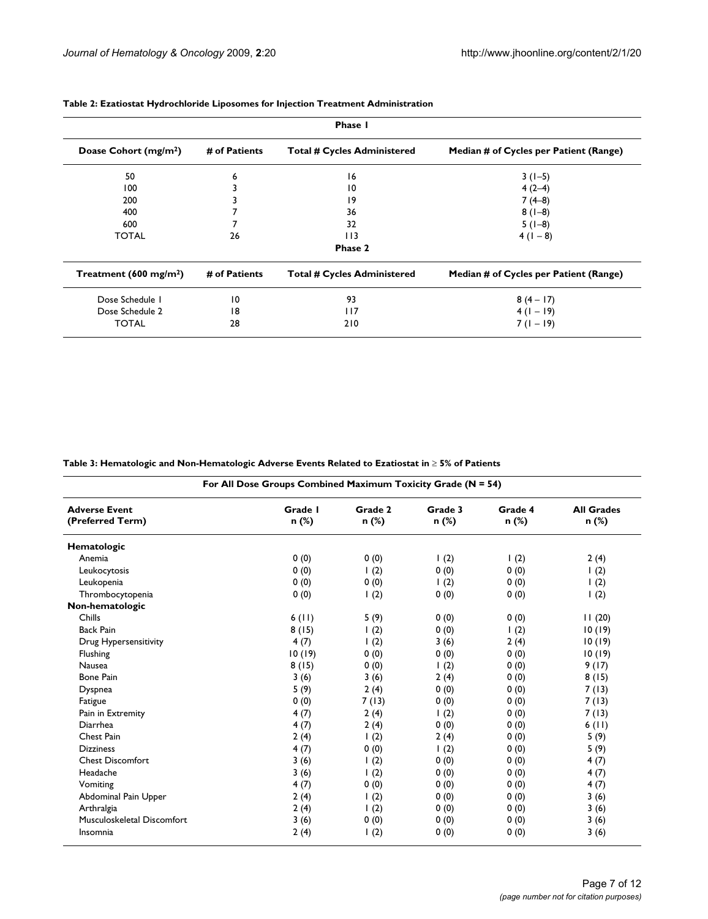**Table 2: Ezatiostat Hydrochloride Liposomes for Injection Treatment Administration**

| Phase 1 | | | |
|---|---|---|---|
| **Doase Cohort (mg/m²)** | **# of Patients** | **Total # Cycles Administered** | **Median # of Cycles per Patient (Range)** |
| 50 | 6 | 16 | 3 (1–5) |
| 100 | 3 | 10 | 4 (2–4) |
| 200 | 3 | 19 | 7 (4–8) |
| 400 | 7 | 36 | 8 (1–8) |
| 600 | 7 | 32 | 5 (1–8) |
| TOTAL | 26 | 113 | 4 (1 – 8) |
| **Phase 2** | | | |
| **Treatment (600 mg/m²)** | **# of Patients** | **Total # Cycles Administered** | **Median # of Cycles per Patient (Range)** |
| Dose Schedule 1 | 10 | 93 | 8 (4 – 17) |
| Dose Schedule 2 | 18 | 117 | 4 (1 – 19) |
| TOTAL | 28 | 210 | 7 (1 – 19) |

**Table 3: Hematologic and Non-Hematologic Adverse Events Related to Ezatiostat in ≥ 5% of Patients**

| For All Dose Groups Combined Maximum Toxicity Grade (N = 54) | | | | | |
|---|---|---|---|---|---|
| **Adverse Event (Preferred Term)** | **Grade 1 n (%)** | **Grade 2 n (%)** | **Grade 3 n (%)** | **Grade 4 n (%)** | **All Grades n (%)** |
| **Hematologic** | | | | | |
| Anemia | 0 (0) | 0 (0) | 1 (2) | 1 (2) | 2 (4) |
| Leukocytosis | 0 (0) | 1 (2) | 0 (0) | 0 (0) | 1 (2) |
| Leukopenia | 0 (0) | 0 (0) | 1 (2) | 0 (0) | 1 (2) |
| Thrombocytopenia | 0 (0) | 1 (2) | 0 (0) | 0 (0) | 1 (2) |
| **Non-hematologic** | | | | | |
| Chills | 6 (11) | 5 (9) | 0 (0) | 0 (0) | 11 (20) |
| Back Pain | 8 (15) | 1 (2) | 0 (0) | 1 (2) | 10 (19) |
| Drug Hypersensitivity | 4 (7) | 1 (2) | 3 (6) | 2 (4) | 10 (19) |
| Flushing | 10 (19) | 0 (0) | 0 (0) | 0 (0) | 10 (19) |
| Nausea | 8 (15) | 0 (0) | 1 (2) | 0 (0) | 9 (17) |
| Bone Pain | 3 (6) | 3 (6) | 2 (4) | 0 (0) | 8 (15) |
| Dyspnea | 5 (9) | 2 (4) | 0 (0) | 0 (0) | 7 (13) |
| Fatigue | 0 (0) | 7 (13) | 0 (0) | 0 (0) | 7 (13) |
| Pain in Extremity | 4 (7) | 2 (4) | 1 (2) | 0 (0) | 7 (13) |
| Diarrhea | 4 (7) | 2 (4) | 0 (0) | 0 (0) | 6 (11) |
| Chest Pain | 2 (4) | 1 (2) | 2 (4) | 0 (0) | 5 (9) |
| Dizziness | 4 (7) | 0 (0) | 1 (2) | 0 (0) | 5 (9) |
| Chest Discomfort | 3 (6) | 1 (2) | 0 (0) | 0 (0) | 4 (7) |
| Headache | 3 (6) | 1 (2) | 0 (0) | 0 (0) | 4 (7) |
| Vomiting | 4 (7) | 0 (0) | 0 (0) | 0 (0) | 4 (7) |
| Abdominal Pain Upper | 2 (4) | 1 (2) | 0 (0) | 0 (0) | 3 (6) |
| Arthralgia | 2 (4) | 1 (2) | 0 (0) | 0 (0) | 3 (6) |
| Musculoskeletal Discomfort | 3 (6) | 0 (0) | 0 (0) | 0 (0) | 3 (6) |
| Insomnia | 2 (4) | 1 (2) | 0 (0) | 0 (0) | 3 (6) |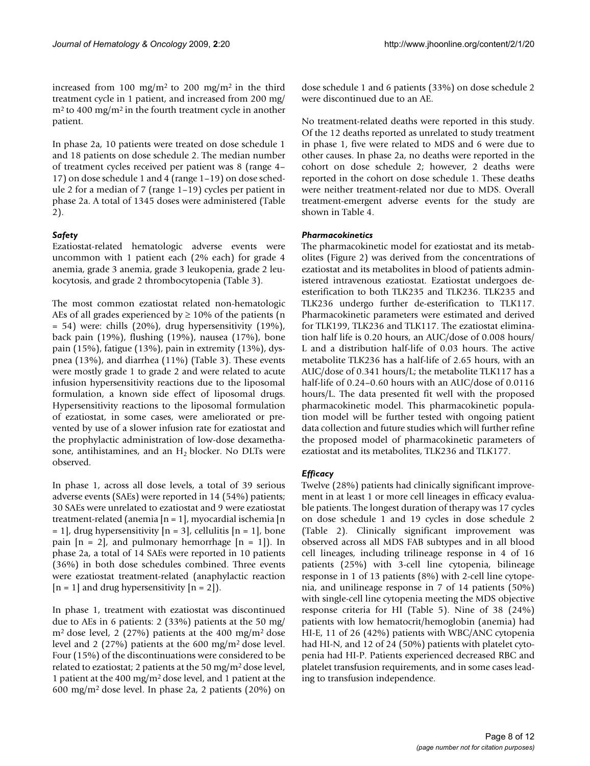increased from 100 mg/m$^2$ to 200 mg/m$^2$ in the third treatment cycle in 1 patient, and increased from 200 mg/m$^2$ to 400 mg/m$^2$ in the fourth treatment cycle in another patient.

In phase 2a, 10 patients were treated on dose schedule 1 and 18 patients on dose schedule 2. The median number of treatment cycles received per patient was 8 (range 4–17) on dose schedule 1 and 4 (range 1–19) on dose schedule 2 for a median of 7 (range 1–19) cycles per patient in phase 2a. A total of 1345 doses were administered (Table 2).

### *Safety*

Ezatiostat-related hematologic adverse events were uncommon with 1 patient each (2% each) for grade 4 anemia, grade 3 anemia, grade 3 leukopenia, grade 2 leukocytosis, and grade 2 thrombocytopenia (Table 3).

The most common ezatiostat related non-hematologic AEs of all grades experienced by ≥ 10% of the patients (n = 54) were: chills (20%), drug hypersensitivity (19%), back pain (19%), flushing (19%), nausea (17%), bone pain (15%), fatigue (13%), pain in extremity (13%), dyspnea (13%), and diarrhea (11%) (Table 3). These events were mostly grade 1 to grade 2 and were related to acute infusion hypersensitivity reactions due to the liposomal formulation, a known side effect of liposomal drugs. Hypersensitivity reactions to the liposomal formulation of ezatiostat, in some cases, were ameliorated or prevented by use of a slower infusion rate for ezatiostat and the prophylactic administration of low-dose dexamethasone, antihistamines, and an $H_2$ blocker. No DLTs were observed.

In phase 1, across all dose levels, a total of 39 serious adverse events (SAEs) were reported in 14 (54%) patients; 30 SAEs were unrelated to ezatiostat and 9 were ezatiostat treatment-related (anemia [n = 1], myocardial ischemia [n = 1], drug hypersensitivity [n = 3], cellulitis [n = 1], bone pain [n = 2], and pulmonary hemorrhage [n = 1]). In phase 2a, a total of 14 SAEs were reported in 10 patients (36%) in both dose schedules combined. Three events were ezatiostat treatment-related (anaphylactic reaction [n = 1] and drug hypersensitivity [n = 2]).

In phase 1, treatment with ezatiostat was discontinued due to AEs in 6 patients: 2 (33%) patients at the 50 mg/m$^2$ dose level, 2 (27%) patients at the 400 mg/m$^2$ dose level and 2 (27%) patients at the 600 mg/m$^2$ dose level. Four (15%) of the discontinuations were considered to be related to ezatiostat; 2 patients at the 50 mg/m$^2$ dose level, 1 patient at the 400 mg/m$^2$ dose level, and 1 patient at the 600 mg/m$^2$ dose level. In phase 2a, 2 patients (20%) on dose schedule 1 and 6 patients (33%) on dose schedule 2 were discontinued due to an AE.

No treatment-related deaths were reported in this study. Of the 12 deaths reported as unrelated to study treatment in phase 1, five were related to MDS and 6 were due to other causes. In phase 2a, no deaths were reported in the cohort on dose schedule 2; however, 2 deaths were reported in the cohort on dose schedule 1. These deaths were neither treatment-related nor due to MDS. Overall treatment-emergent adverse events for the study are shown in Table 4.

### *Pharmacokinetics*

The pharmacokinetic model for ezatiostat and its metabolites (Figure 2) was derived from the concentrations of ezatiostat and its metabolites in blood of patients administered intravenous ezatiostat. Ezatiostat undergoes de-esterification to both TLK235 and TLK236. TLK235 and TLK236 undergo further de-esterification to TLK117. Pharmacokinetic parameters were estimated and derived for TLK199, TLK236 and TLK117. The ezatiostat elimination half life is 0.20 hours, an AUC/dose of 0.008 hours/L and a distribution half-life of 0.03 hours. The active metabolite TLK236 has a half-life of 2.65 hours, with an AUC/dose of 0.341 hours/L; the metabolite TLK117 has a half-life of 0.24–0.60 hours with an AUC/dose of 0.0116 hours/L. The data presented fit well with the proposed pharmacokinetic model. This pharmacokinetic population model will be further tested with ongoing patient data collection and future studies which will further refine the proposed model of pharmacokinetic parameters of ezatiostat and its metabolites, TLK236 and TLK177.

### *Efficacy*

Twelve (28%) patients had clinically significant improvement in at least 1 or more cell lineages in efficacy evaluable patients. The longest duration of therapy was 17 cycles on dose schedule 1 and 19 cycles in dose schedule 2 (Table 2). Clinically significant improvement was observed across all MDS FAB subtypes and in all blood cell lineages, including trilineage response in 4 of 16 patients (25%) with 3-cell line cytopenia, bilineage response in 1 of 13 patients (8%) with 2-cell line cytopenia, and unilineage response in 7 of 14 patients (50%) with single-cell line cytopenia meeting the MDS objective response criteria for HI (Table 5). Nine of 38 (24%) patients with low hematocrit/hemoglobin (anemia) had HI-E, 11 of 26 (42%) patients with WBC/ANC cytopenia had HI-N, and 12 of 24 (50%) patients with platelet cytopenia had HI-P. Patients experienced decreased RBC and platelet transfusion requirements, and in some cases leading to transfusion independence.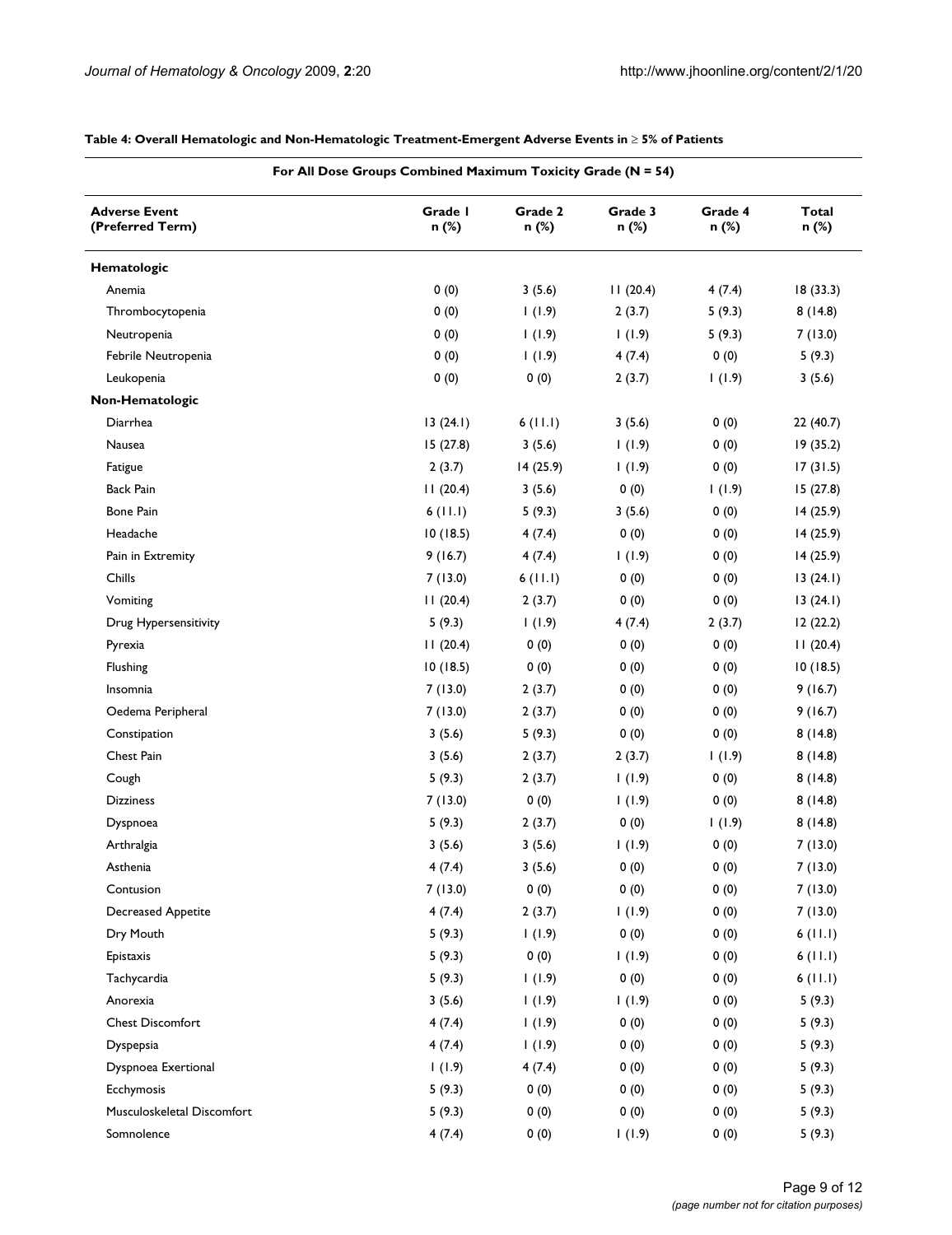**Table 4: Overall Hematologic and Non-Hematologic Treatment-Emergent Adverse Events in ≥ 5% of Patients**

| For All Dose Groups Combined Maximum Toxicity Grade (N = 54) | | | | | |
|---|---|---|---|---|---|
| **Adverse Event (Preferred Term)** | **Grade 1 n (%)** | **Grade 2 n (%)** | **Grade 3 n (%)** | **Grade 4 n (%)** | **Total n (%)** |
| **Hematologic** | | | | | |
| Anemia | 0 (0) | 3 (5.6) | 11 (20.4) | 4 (7.4) | 18 (33.3) |
| Thrombocytopenia | 0 (0) | 1 (1.9) | 2 (3.7) | 5 (9.3) | 8 (14.8) |
| Neutropenia | 0 (0) | 1 (1.9) | 1 (1.9) | 5 (9.3) | 7 (13.0) |
| Febrile Neutropenia | 0 (0) | 1 (1.9) | 4 (7.4) | 0 (0) | 5 (9.3) |
| Leukopenia | 0 (0) | 0 (0) | 2 (3.7) | 1 (1.9) | 3 (5.6) |
| **Non-Hematologic** | | | | | |
| Diarrhea | 13 (24.1) | 6 (11.1) | 3 (5.6) | 0 (0) | 22 (40.7) |
| Nausea | 15 (27.8) | 3 (5.6) | 1 (1.9) | 0 (0) | 19 (35.2) |
| Fatigue | 2 (3.7) | 14 (25.9) | 1 (1.9) | 0 (0) | 17 (31.5) |
| Back Pain | 11 (20.4) | 3 (5.6) | 0 (0) | 1 (1.9) | 15 (27.8) |
| Bone Pain | 6 (11.1) | 5 (9.3) | 3 (5.6) | 0 (0) | 14 (25.9) |
| Headache | 10 (18.5) | 4 (7.4) | 0 (0) | 0 (0) | 14 (25.9) |
| Pain in Extremity | 9 (16.7) | 4 (7.4) | 1 (1.9) | 0 (0) | 14 (25.9) |
| Chills | 7 (13.0) | 6 (11.1) | 0 (0) | 0 (0) | 13 (24.1) |
| Vomiting | 11 (20.4) | 2 (3.7) | 0 (0) | 0 (0) | 13 (24.1) |
| Drug Hypersensitivity | 5 (9.3) | 1 (1.9) | 4 (7.4) | 2 (3.7) | 12 (22.2) |
| Pyrexia | 11 (20.4) | 0 (0) | 0 (0) | 0 (0) | 11 (20.4) |
| Flushing | 10 (18.5) | 0 (0) | 0 (0) | 0 (0) | 10 (18.5) |
| Insomnia | 7 (13.0) | 2 (3.7) | 0 (0) | 0 (0) | 9 (16.7) |
| Oedema Peripheral | 7 (13.0) | 2 (3.7) | 0 (0) | 0 (0) | 9 (16.7) |
| Constipation | 3 (5.6) | 5 (9.3) | 0 (0) | 0 (0) | 8 (14.8) |
| Chest Pain | 3 (5.6) | 2 (3.7) | 2 (3.7) | 1 (1.9) | 8 (14.8) |
| Cough | 5 (9.3) | 2 (3.7) | 1 (1.9) | 0 (0) | 8 (14.8) |
| Dizziness | 7 (13.0) | 0 (0) | 1 (1.9) | 0 (0) | 8 (14.8) |
| Dyspnoea | 5 (9.3) | 2 (3.7) | 0 (0) | 1 (1.9) | 8 (14.8) |
| Arthralgia | 3 (5.6) | 3 (5.6) | 1 (1.9) | 0 (0) | 7 (13.0) |
| Asthenia | 4 (7.4) | 3 (5.6) | 0 (0) | 0 (0) | 7 (13.0) |
| Contusion | 7 (13.0) | 0 (0) | 0 (0) | 0 (0) | 7 (13.0) |
| Decreased Appetite | 4 (7.4) | 2 (3.7) | 1 (1.9) | 0 (0) | 7 (13.0) |
| Dry Mouth | 5 (9.3) | 1 (1.9) | 0 (0) | 0 (0) | 6 (11.1) |
| Epistaxis | 5 (9.3) | 0 (0) | 1 (1.9) | 0 (0) | 6 (11.1) |
| Tachycardia | 5 (9.3) | 1 (1.9) | 0 (0) | 0 (0) | 6 (11.1) |
| Anorexia | 3 (5.6) | 1 (1.9) | 1 (1.9) | 0 (0) | 5 (9.3) |
| Chest Discomfort | 4 (7.4) | 1 (1.9) | 0 (0) | 0 (0) | 5 (9.3) |
| Dyspepsia | 4 (7.4) | 1 (1.9) | 0 (0) | 0 (0) | 5 (9.3) |
| Dyspnoea Exertional | 1 (1.9) | 4 (7.4) | 0 (0) | 0 (0) | 5 (9.3) |
| Ecchymosis | 5 (9.3) | 0 (0) | 0 (0) | 0 (0) | 5 (9.3) |
| Musculoskeletal Discomfort | 5 (9.3) | 0 (0) | 0 (0) | 0 (0) | 5 (9.3) |
| Somnolence | 4 (7.4) | 0 (0) | 1 (1.9) | 0 (0) | 5 (9.3) |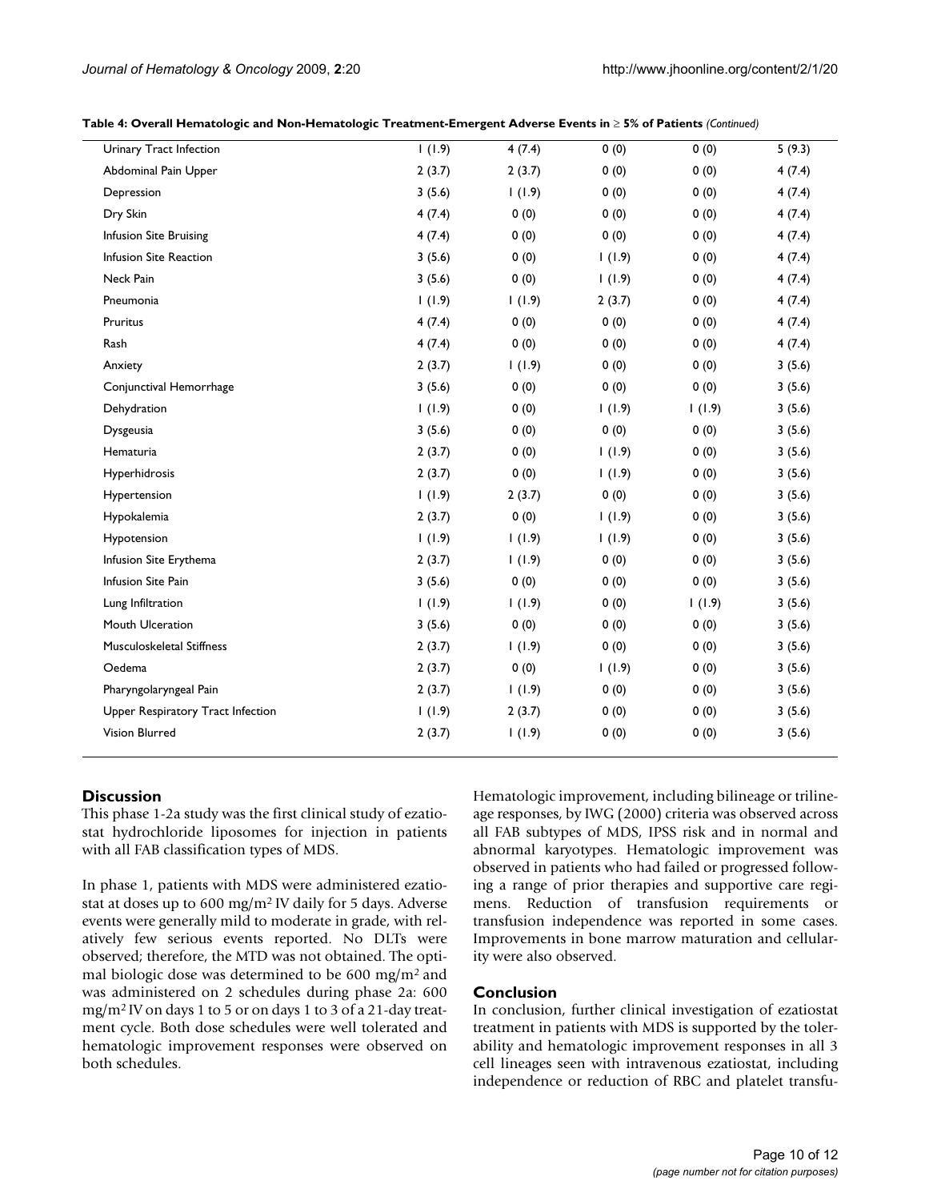**Table 4: Overall Hematologic and Non-Hematologic Treatment-Emergent Adverse Events in ≥ 5% of Patients** *(Continued)*

| | | | | | |
|---|---|---|---|---|---|
| Urinary Tract Infection | 1 (1.9) | 4 (7.4) | 0 (0) | 0 (0) | 5 (9.3) |
| Abdominal Pain Upper | 2 (3.7) | 2 (3.7) | 0 (0) | 0 (0) | 4 (7.4) |
| Depression | 3 (5.6) | 1 (1.9) | 0 (0) | 0 (0) | 4 (7.4) |
| Dry Skin | 4 (7.4) | 0 (0) | 0 (0) | 0 (0) | 4 (7.4) |
| Infusion Site Bruising | 4 (7.4) | 0 (0) | 0 (0) | 0 (0) | 4 (7.4) |
| Infusion Site Reaction | 3 (5.6) | 0 (0) | 1 (1.9) | 0 (0) | 4 (7.4) |
| Neck Pain | 3 (5.6) | 0 (0) | 1 (1.9) | 0 (0) | 4 (7.4) |
| Pneumonia | 1 (1.9) | 1 (1.9) | 2 (3.7) | 0 (0) | 4 (7.4) |
| Pruritus | 4 (7.4) | 0 (0) | 0 (0) | 0 (0) | 4 (7.4) |
| Rash | 4 (7.4) | 0 (0) | 0 (0) | 0 (0) | 4 (7.4) |
| Anxiety | 2 (3.7) | 1 (1.9) | 0 (0) | 0 (0) | 3 (5.6) |
| Conjunctival Hemorrhage | 3 (5.6) | 0 (0) | 0 (0) | 0 (0) | 3 (5.6) |
| Dehydration | 1 (1.9) | 0 (0) | 1 (1.9) | 1 (1.9) | 3 (5.6) |
| Dysgeusia | 3 (5.6) | 0 (0) | 0 (0) | 0 (0) | 3 (5.6) |
| Hematuria | 2 (3.7) | 0 (0) | 1 (1.9) | 0 (0) | 3 (5.6) |
| Hyperhidrosis | 2 (3.7) | 0 (0) | 1 (1.9) | 0 (0) | 3 (5.6) |
| Hypertension | 1 (1.9) | 2 (3.7) | 0 (0) | 0 (0) | 3 (5.6) |
| Hypokalemia | 2 (3.7) | 0 (0) | 1 (1.9) | 0 (0) | 3 (5.6) |
| Hypotension | 1 (1.9) | 1 (1.9) | 1 (1.9) | 0 (0) | 3 (5.6) |
| Infusion Site Erythema | 2 (3.7) | 1 (1.9) | 0 (0) | 0 (0) | 3 (5.6) |
| Infusion Site Pain | 3 (5.6) | 0 (0) | 0 (0) | 0 (0) | 3 (5.6) |
| Lung Infiltration | 1 (1.9) | 1 (1.9) | 0 (0) | 1 (1.9) | 3 (5.6) |
| Mouth Ulceration | 3 (5.6) | 0 (0) | 0 (0) | 0 (0) | 3 (5.6) |
| Musculoskeletal Stiffness | 2 (3.7) | 1 (1.9) | 0 (0) | 0 (0) | 3 (5.6) |
| Oedema | 2 (3.7) | 0 (0) | 1 (1.9) | 0 (0) | 3 (5.6) |
| Pharyngolaryngeal Pain | 2 (3.7) | 1 (1.9) | 0 (0) | 0 (0) | 3 (5.6) |
| Upper Respiratory Tract Infection | 1 (1.9) | 2 (3.7) | 0 (0) | 0 (0) | 3 (5.6) |
| Vision Blurred | 2 (3.7) | 1 (1.9) | 0 (0) | 0 (0) | 3 (5.6) |

## Discussion

This phase 1-2a study was the first clinical study of ezatiostat hydrochloride liposomes for injection in patients with all FAB classification types of MDS.

In phase 1, patients with MDS were administered ezatiostat at doses up to 600 mg/m$^2$ IV daily for 5 days. Adverse events were generally mild to moderate in grade, with relatively few serious events reported. No DLTs were observed; therefore, the MTD was not obtained. The optimal biologic dose was determined to be 600 mg/m$^2$ and was administered on 2 schedules during phase 2a: 600 mg/m$^2$ IV on days 1 to 5 or on days 1 to 3 of a 21-day treatment cycle. Both dose schedules were well tolerated and hematologic improvement responses were observed on both schedules.

Hematologic improvement, including bilineage or trilineage responses, by IWG (2000) criteria was observed across all FAB subtypes of MDS, IPSS risk and in normal and abnormal karyotypes. Hematologic improvement was observed in patients who had failed or progressed following a range of prior therapies and supportive care regimens. Reduction of transfusion requirements or transfusion independence was reported in some cases. Improvements in bone marrow maturation and cellularity were also observed.

## Conclusion

In conclusion, further clinical investigation of ezatiostat treatment in patients with MDS is supported by the tolerability and hematologic improvement responses in all 3 cell lineages seen with intravenous ezatiostat, including independence or reduction of RBC and platelet transfu-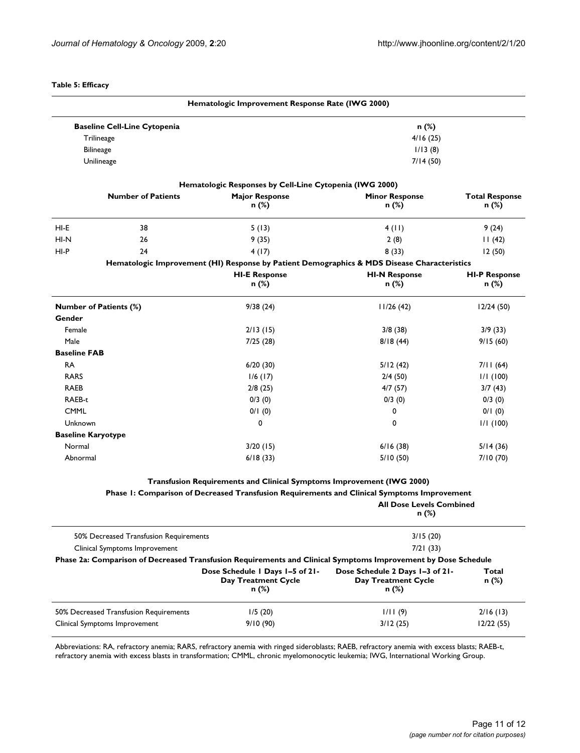**Table 5: Efficacy**

**Hematologic Improvement Response Rate (IWG 2000)**

| Baseline Cell-Line Cytopenia | n (%) |
| --- | --- |
| Trilineage | 4/16 (25) |
| Bilineage | 1/13 (8) |
| Unilineage | 7/14 (50) |

**Hematologic Responses by Cell-Line Cytopenia (IWG 2000)**

| | Number of Patients | Major Response n (%) | Minor Response n (%) | Total Response n (%) |
| --- | --- | --- | --- | --- |
| HI-E | 38 | 5 (13) | 4 (11) | 9 (24) |
| HI-N | 26 | 9 (35) | 2 (8) | 11 (42) |
| HI-P | 24 | 4 (17) | 8 (33) | 12 (50) |

**Hematologic Improvement (HI) Response by Patient Demographics & MDS Disease Characteristics**

| | HI-E Response n (%) | HI-N Response n (%) | HI-P Response n (%) |
| --- | --- | --- | --- |
| **Number of Patients (%)** | 9/38 (24) | 11/26 (42) | 12/24 (50) |
| **Gender** | | | |
| Female | 2/13 (15) | 3/8 (38) | 3/9 (33) |
| Male | 7/25 (28) | 8/18 (44) | 9/15 (60) |
| **Baseline FAB** | | | |
| RA | 6/20 (30) | 5/12 (42) | 7/11 (64) |
| RARS | 1/6 (17) | 2/4 (50) | 1/1 (100) |
| RAEB | 2/8 (25) | 4/7 (57) | 3/7 (43) |
| RAEB-t | 0/3 (0) | 0/3 (0) | 0/3 (0) |
| CMML | 0/1 (0) | 0 | 0/1 (0) |
| Unknown | 0 | 0 | 1/1 (100) |
| **Baseline Karyotype** | | | |
| Normal | 3/20 (15) | 6/16 (38) | 5/14 (36) |
| Abnormal | 6/18 (33) | 5/10 (50) | 7/10 (70) |

**Transfusion Requirements and Clinical Symptoms Improvement (IWG 2000)**

**Phase 1: Comparison of Decreased Transfusion Requirements and Clinical Symptoms Improvement**

| | All Dose Levels Combined n (%) |
| --- | --- |
| 50% Decreased Transfusion Requirements | 3/15 (20) |
| Clinical Symptoms Improvement | 7/21 (33) |

**Phase 2a: Comparison of Decreased Transfusion Requirements and Clinical Symptoms Improvement by Dose Schedule**

| | Dose Schedule 1 Days 1–5 of 21-Day Treatment Cycle n (%) | Dose Schedule 2 Days 1–3 of 21-Day Treatment Cycle n (%) | Total n (%) |
| --- | --- | --- | --- |
| 50% Decreased Transfusion Requirements | 1/5 (20) | 1/11 (9) | 2/16 (13) |
| Clinical Symptoms Improvement | 9/10 (90) | 3/12 (25) | 12/22 (55) |

Abbreviations: RA, refractory anemia; RARS, refractory anemia with ringed sideroblasts; RAEB, refractory anemia with excess blasts; RAEB-t, refractory anemia with excess blasts in transformation; CMML, chronic myelomonocytic leukemia; IWG, International Working Group.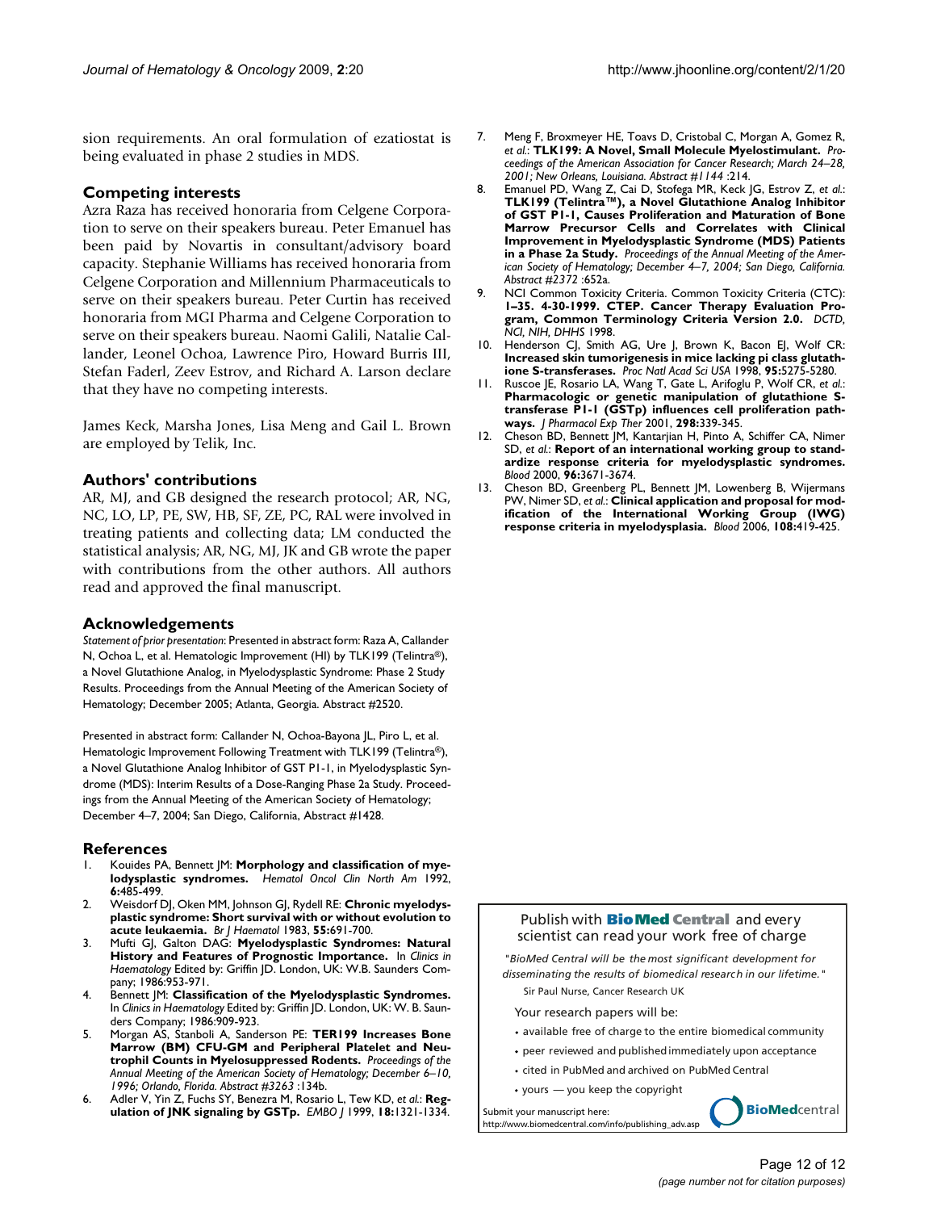sion requirements. An oral formulation of ezatiostat is being evaluated in phase 2 studies in MDS.

## Competing interests

Azra Raza has received honoraria from Celgene Corporation to serve on their speakers bureau. Peter Emanuel has been paid by Novartis in consultant/advisory board capacity. Stephanie Williams has received honoraria from Celgene Corporation and Millennium Pharmaceuticals to serve on their speakers bureau. Peter Curtin has received honoraria from MGI Pharma and Celgene Corporation to serve on their speakers bureau. Naomi Galili, Natalie Callander, Leonel Ochoa, Lawrence Piro, Howard Burris III, Stefan Faderl, Zeev Estrov, and Richard A. Larson declare that they have no competing interests.

James Keck, Marsha Jones, Lisa Meng and Gail L. Brown are employed by Telik, Inc.

## Authors' contributions

AR, MJ, and GB designed the research protocol; AR, NG, NC, LO, LP, PE, SW, HB, SF, ZE, PC, RAL were involved in treating patients and collecting data; LM conducted the statistical analysis; AR, NG, MJ, JK and GB wrote the paper with contributions from the other authors. All authors read and approved the final manuscript.

## Acknowledgements

*Statement of prior presentation*: Presented in abstract form: Raza A, Callander N, Ochoa L, et al. Hematologic Improvement (HI) by TLK199 (Telintra®), a Novel Glutathione Analog, in Myelodysplastic Syndrome: Phase 2 Study Results. Proceedings from the Annual Meeting of the American Society of Hematology; December 2005; Atlanta, Georgia. Abstract #2520.

Presented in abstract form: Callander N, Ochoa-Bayona JL, Piro L, et al. Hematologic Improvement Following Treatment with TLK199 (Telintra®), a Novel Glutathione Analog Inhibitor of GST P1-1, in Myelodysplastic Syndrome (MDS): Interim Results of a Dose-Ranging Phase 2a Study. Proceedings from the Annual Meeting of the American Society of Hematology; December 4–7, 2004; San Diego, California, Abstract #1428.

## References

1. Kouides PA, Bennett JM: **Morphology and classification of myelodysplastic syndromes.** *Hematol Oncol Clin North Am* 1992, **6:**485-499.
2. Weisdorf DJ, Oken MM, Johnson GJ, Rydell RE: **Chronic myelodysplastic syndrome: Short survival with or without evolution to acute leukaemia.** *Br J Haematol* 1983, **55:**691-700.
3. Mufti GJ, Galton DAG: **Myelodysplastic Syndromes: Natural History and Features of Prognostic Importance.** In *Clinics in Haematology* Edited by: Griffin JD. London, UK: W.B. Saunders Company; 1986:953-971.
4. Bennett JM: **Classification of the Myelodysplastic Syndromes.** In *Clinics in Haematology* Edited by: Griffin JD. London, UK: W. B. Saunders Company; 1986:909-923.
5. Morgan AS, Stanboli A, Sanderson PE: **TER199 Increases Bone Marrow (BM) CFU-GM and Peripheral Platelet and Neutrophil Counts in Myelosuppressed Rodents.** *Proceedings of the Annual Meeting of the American Society of Hematology; December 6–10, 1996; Orlando, Florida. Abstract #3263* :134b.
6. Adler V, Yin Z, Fuchs SY, Benezra M, Rosario L, Tew KD, *et al.*: **Regulation of JNK signaling by GSTp.** *EMBO J* 1999, **18:**1321-1334.
7. Meng F, Broxmeyer HE, Toavs D, Cristobal C, Morgan A, Gomez R, *et al.*: **TLK199: A Novel, Small Molecule Myelostimulant.** *Proceedings of the American Association for Cancer Research; March 24–28, 2001; New Orleans, Louisiana. Abstract #1144* :214.
8. Emanuel PD, Wang Z, Cai D, Stofega MR, Keck JG, Estrov Z, *et al.*: **TLK199 (Telintra™), a Novel Glutathione Analog Inhibitor of GST P1-1, Causes Proliferation and Maturation of Bone Marrow Precursor Cells and Correlates with Clinical Improvement in Myelodysplastic Syndrome (MDS) Patients in a Phase 2a Study.** *Proceedings of the Annual Meeting of the American Society of Hematology; December 4–7, 2004; San Diego, California. Abstract #2372* :652a.
9. NCI Common Toxicity Criteria. Common Toxicity Criteria (CTC): **1–35. 4-30-1999. CTEP. Cancer Therapy Evaluation Program, Common Terminology Criteria Version 2.0.** *DCTD, NCI, NIH, DHHS* 1998.
10. Henderson CJ, Smith AG, Ure J, Brown K, Bacon EJ, Wolf CR: **Increased skin tumorigenesis in mice lacking pi class glutathione S-transferases.** *Proc Natl Acad Sci USA* 1998, **95:**5275-5280.
11. Ruscoe JE, Rosario LA, Wang T, Gate L, Arifoglu P, Wolf CR, *et al.*: **Pharmacologic or genetic manipulation of glutathione S-transferase P1-1 (GSTp) influences cell proliferation pathways.** *J Pharmacol Exp Ther* 2001, **298:**339-345.
12. Cheson BD, Bennett JM, Kantarjian H, Pinto A, Schiffer CA, Nimer SD, *et al.*: **Report of an international working group to standardize response criteria for myelodysplastic syndromes.** *Blood* 2000, **96:**3671-3674.
13. Cheson BD, Greenberg PL, Bennett JM, Lowenberg B, Wijermans PW, Nimer SD, *et al.*: **Clinical application and proposal for modification of the International Working Group (IWG) response criteria in myelodysplasia.** *Blood* 2006, **108:**419-425.

Publish with **BioMed Central** and every scientist can read your work free of charge

*"BioMed Central will be the most significant development for disseminating the results of biomedical research in our lifetime."*

Sir Paul Nurse, Cancer Research UK

Your research papers will be:

- available free of charge to the entire biomedical community
- peer reviewed and published immediately upon acceptance
- cited in PubMed and archived on PubMed Central
- yours — you keep the copyright

Submit your manuscript here:
http://www.biomedcentral.com/info/publishing_adv.asp

BioMedcentral